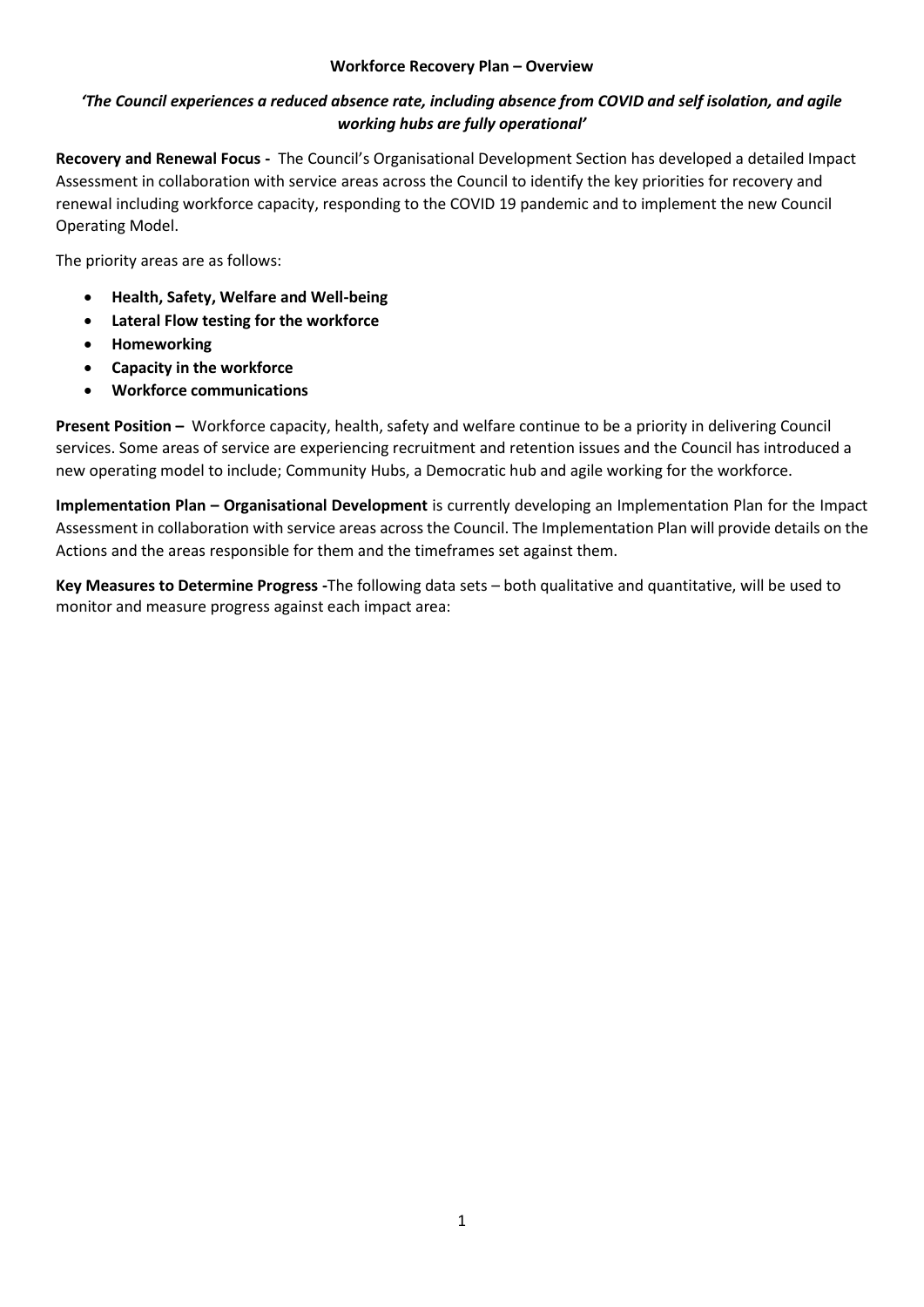# Workforce Recovery Plan – Overview

***'The Council experiences a reduced absence rate, including absence from COVID and self isolation, and agile working hubs are fully operational'***

**Recovery and Renewal Focus -** The Council's Organisational Development Section has developed a detailed Impact Assessment in collaboration with service areas across the Council to identify the key priorities for recovery and renewal including workforce capacity, responding to the COVID 19 pandemic and to implement the new Council Operating Model.

The priority areas are as follows:

- **Health, Safety, Welfare and Well-being**
- **Lateral Flow testing for the workforce**
- **Homeworking**
- **Capacity in the workforce**
- **Workforce communications**

**Present Position –** Workforce capacity, health, safety and welfare continue to be a priority in delivering Council services. Some areas of service are experiencing recruitment and retention issues and the Council has introduced a new operating model to include; Community Hubs, a Democratic hub and agile working for the workforce.

**Implementation Plan – Organisational Development** is currently developing an Implementation Plan for the Impact Assessment in collaboration with service areas across the Council. The Implementation Plan will provide details on the Actions and the areas responsible for them and the timeframes set against them.

**Key Measures to Determine Progress -**The following data sets – both qualitative and quantitative, will be used to monitor and measure progress against each impact area: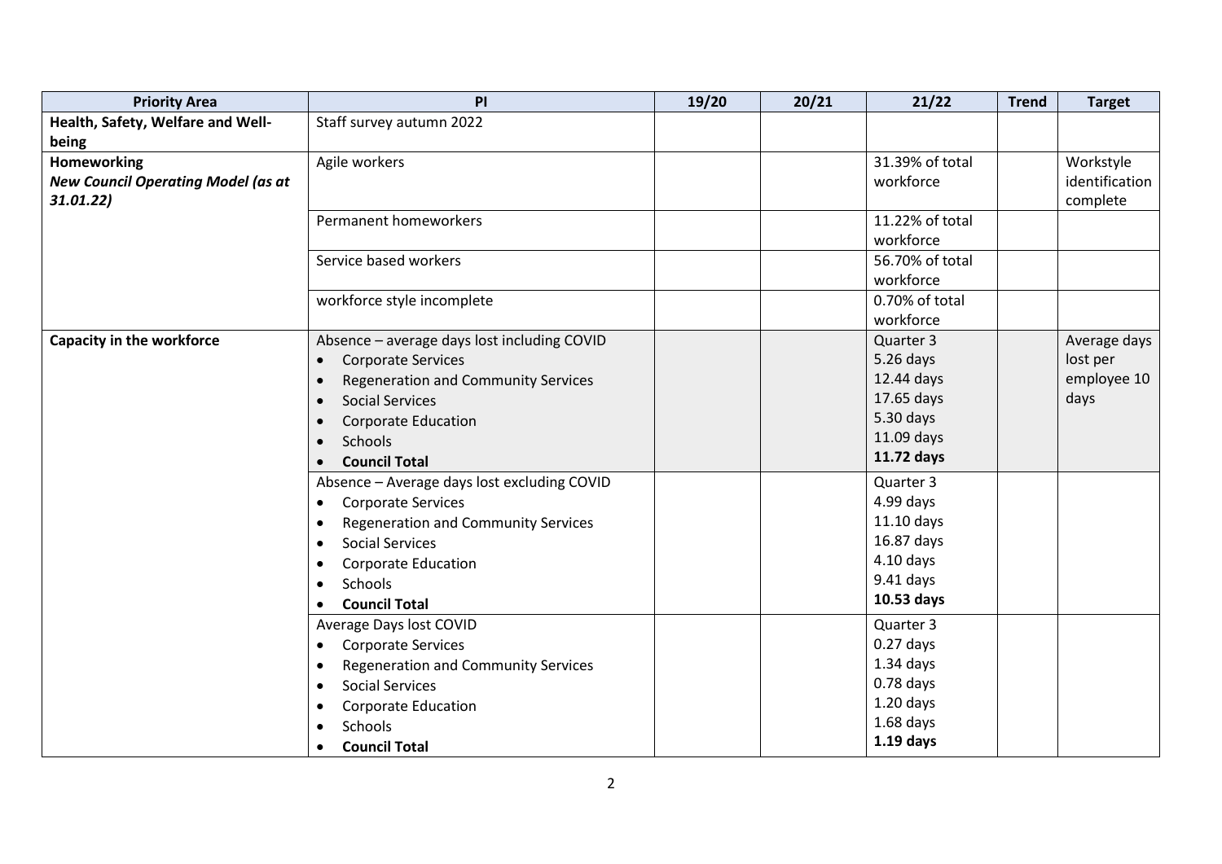| Priority Area | PI | 19/20 | 20/21 | 21/22 | Trend | Target |
|---|---|---|---|---|---|---|
| **Health, Safety, Welfare and Well-being** | Staff survey autumn 2022 | | | | | |
| **Homeworking** ***New Council Operating Model (as at 31.01.22)*** | Agile workers | | | 31.39% of total workforce | | Workstyle identification complete |
| | Permanent homeworkers | | | 11.22% of total workforce | | |
| | Service based workers | | | 56.70% of total workforce | | |
| | workforce style incomplete | | | 0.70% of total workforce | | |
| **Capacity in the workforce** | Absence – average days lost including COVID<br>• Corporate Services<br>• Regeneration and Community Services<br>• Social Services<br>• Corporate Education<br>• Schools<br>• **Council Total** | | | Quarter 3<br>5.26 days<br>12.44 days<br>17.65 days<br>5.30 days<br>11.09 days<br>**11.72 days** | | Average days lost per employee 10 days |
| | Absence – Average days lost excluding COVID<br>• Corporate Services<br>• Regeneration and Community Services<br>• Social Services<br>• Corporate Education<br>• Schools<br>• **Council Total** | | | Quarter 3<br>4.99 days<br>11.10 days<br>16.87 days<br>4.10 days<br>9.41 days<br>**10.53 days** | | |
| | Average Days lost COVID<br>• Corporate Services<br>• Regeneration and Community Services<br>• Social Services<br>• Corporate Education<br>• Schools<br>• **Council Total** | | | Quarter 3<br>0.27 days<br>1.34 days<br>0.78 days<br>1.20 days<br>1.68 days<br>**1.19 days** | | |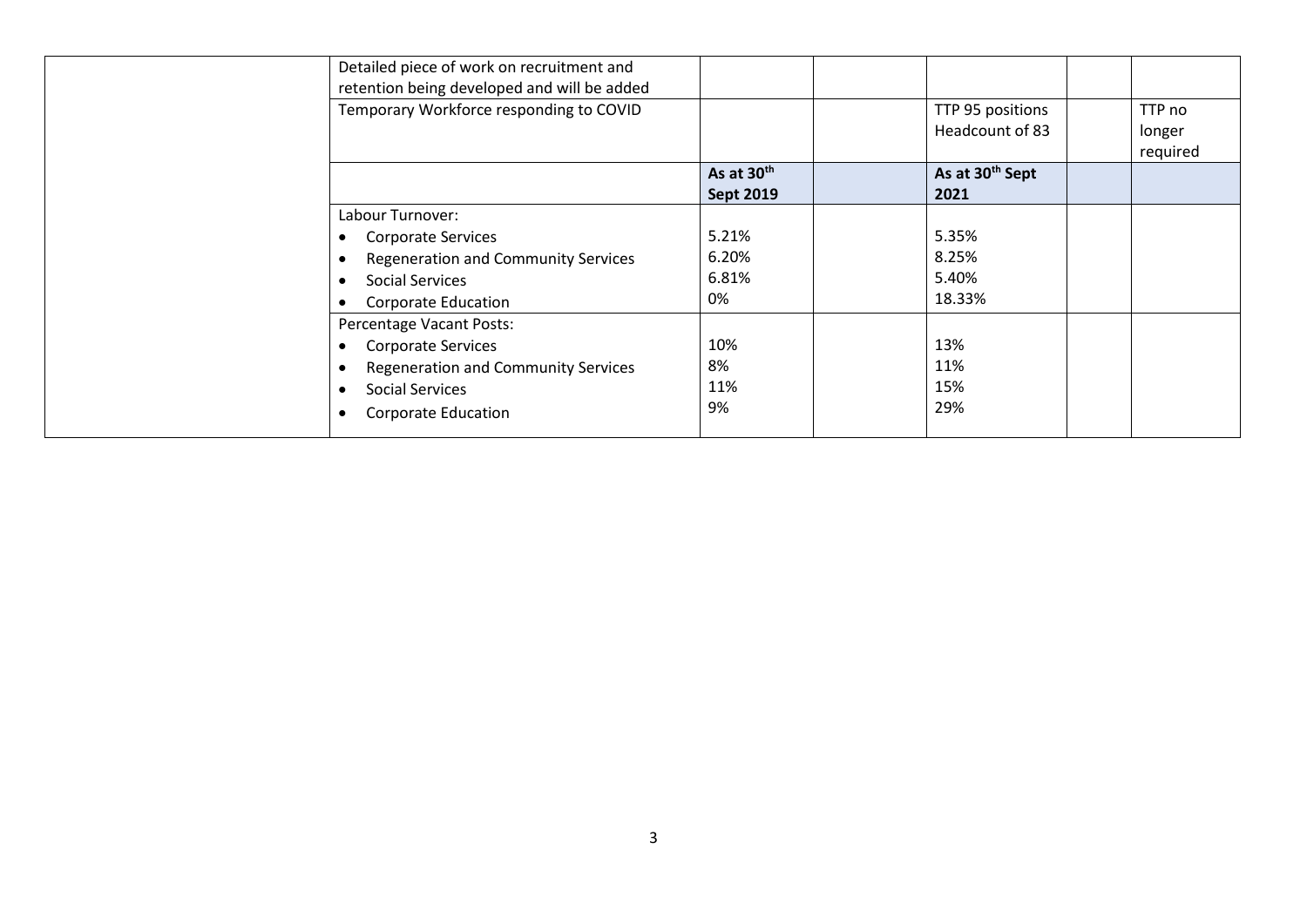| | | | | | | |
|---|---|---|---|---|---|---|
| | Detailed piece of work on recruitment and retention being developed and will be added | | | | | |
| | Temporary Workforce responding to COVID | | | TTP 95 positions Headcount of 83 | | TTP no longer required |
| | | **As at 30th Sept 2019** | | **As at 30th Sept 2021** | | |
| | Labour Turnover:<br>• Corporate Services<br>• Regeneration and Community Services<br>• Social Services<br>• Corporate Education | <br>5.21%<br>6.20%<br>6.81%<br>0% | | <br>5.35%<br>8.25%<br>5.40%<br>18.33% | | |
| | Percentage Vacant Posts:<br>• Corporate Services<br>• Regeneration and Community Services<br>• Social Services<br>• Corporate Education | <br>10%<br>8%<br>11%<br>9% | | <br>13%<br>11%<br>15%<br>29% | | |